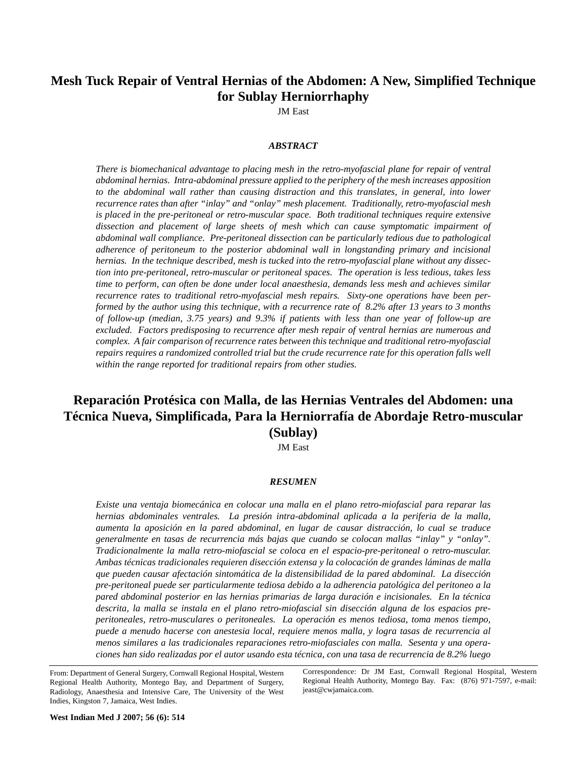# Mesh Tuck Repair of Ventral Hernias of the Abdomen: A New, Simplified Technique for Sublay Herniorrhaphy

JM East

### *ABSTRACT*

*There is biomechanical advantage to placing mesh in the retro-myofascial plane for repair of ventral abdominal hernias. Intra-abdominal pressure applied to the periphery of the mesh increases apposition to the abdominal wall rather than causing distraction and this translates, in general, into lower recurrence rates than after "inlay" and "onlay" mesh placement. Traditionally, retro-myofascial mesh is placed in the pre-peritoneal or retro-muscular space. Both traditional techniques require extensive dissection and placement of large sheets of mesh which can cause symptomatic impairment of abdominal wall compliance. Pre-peritoneal dissection can be particularly tedious due to pathological adherence of peritoneum to the posterior abdominal wall in longstanding primary and incisional hernias. In the technique described, mesh is tucked into the retro-myofascial plane without any dissection into pre-peritoneal, retro-muscular or peritoneal spaces. The operation is less tedious, takes less time to perform, can often be done under local anaesthesia, demands less mesh and achieves similar recurrence rates to traditional retro-myofascial mesh repairs. Sixty-one operations have been performed by the author using this technique, with a recurrence rate of 8.2% after 13 years to 3 months of follow-up (median, 3.75 years) and 9.3% if patients with less than one year of follow-up are excluded. Factors predisposing to recurrence after mesh repair of ventral hernias are numerous and complex. A fair comparison of recurrence rates between this technique and traditional retro-myofascial repairs requires a randomized controlled trial but the crude recurrence rate for this operation falls well within the range reported for traditional repairs from other studies.*

# Reparación Protésica con Malla, de las Hernias Ventrales del Abdomen: una Técnica Nueva, Simplificada, Para la Herniorrafía de Abordaje Retro-muscular (Sublay)

JM East

### *RESUMEN*

*Existe una ventaja biomecánica en colocar una malla en el plano retro-miofascial para reparar las hernias abdominales ventrales. La presión intra-abdominal aplicada a la periferia de la malla, aumenta la aposición en la pared abdominal, en lugar de causar distracción, lo cual se traduce generalmente en tasas de recurrencia más bajas que cuando se colocan mallas "inlay" y "onlay". Tradicionalmente la malla retro-miofascial se coloca en el espacio-pre-peritoneal o retro-muscular. Ambas técnicas tradicionales requieren disección extensa y la colocación de grandes láminas de malla que pueden causar afectación sintomática de la distensibilidad de la pared abdominal. La disección pre-peritoneal puede ser particularmente tediosa debido a la adherencia patológica del peritoneo a la pared abdominal posterior en las hernias primarias de larga duración e incisionales. En la técnica descrita, la malla se instala en el plano retro-miofascial sin disección alguna de los espacios pre-peritoneales, retro-musculares o peritoneales. La operación es menos tediosa, toma menos tiempo, puede a menudo hacerse con anestesia local, requiere menos malla, y logra tasas de recurrencia al menos similares a las tradicionales reparaciones retro-miofasciales con malla. Sesenta y una operaciones han sido realizadas por el autor usando esta técnica, con una tasa de recurrencia de 8.2% luego*

From: Department of General Surgery, Cornwall Regional Hospital, Western Regional Health Authority, Montego Bay, and Department of Surgery, Radiology, Anaesthesia and Intensive Care, The University of the West Indies, Kingston 7, Jamaica, West Indies.

Correspondence: Dr JM East, Cornwall Regional Hospital, Western Regional Health Authority, Montego Bay. Fax: (876) 971-7597, e-mail: jeast@cwjamaica.com.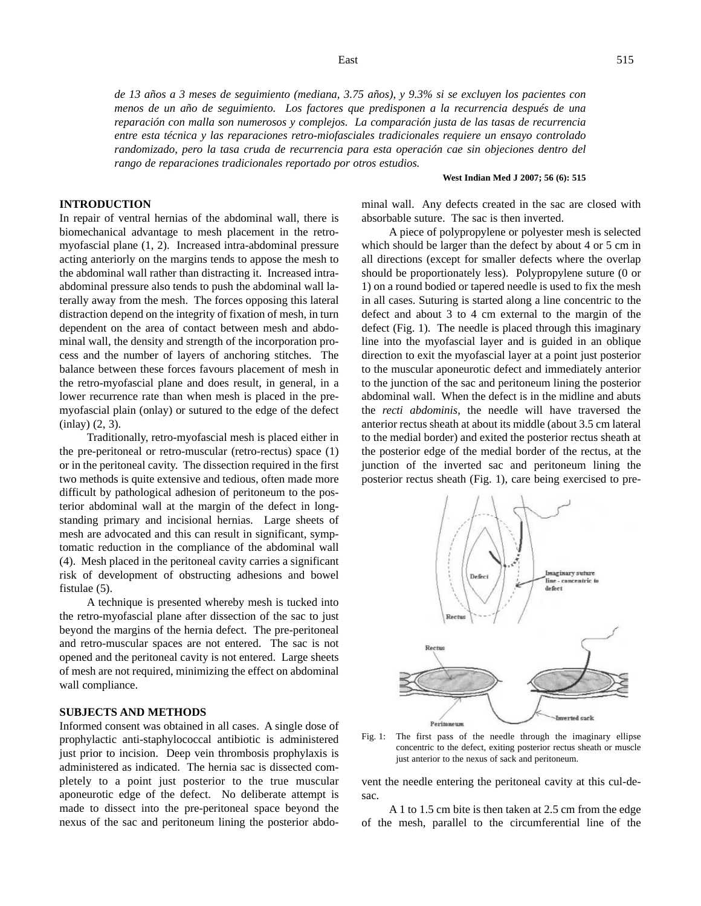*de 13 años a 3 meses de seguimiento (mediana, 3.75 años), y 9.3% si se excluyen los pacientes con menos de un año de seguimiento. Los factores que predisponen a la recurrencia después de una reparación con malla son numerosos y complejos. La comparación justa de las tasas de recurrencia entre esta técnica y las reparaciones retro-miofasciales tradicionales requiere un ensayo controlado randomizado, pero la tasa cruda de recurrencia para esta operación cae sin objeciones dentro del rango de reparaciones tradicionales reportado por otros estudios.*

**West Indian Med J 2007; 56 (6): 515**

## INTRODUCTION

In repair of ventral hernias of the abdominal wall, there is biomechanical advantage to mesh placement in the retro-myofascial plane (1, 2). Increased intra-abdominal pressure acting anteriorly on the margins tends to appose the mesh to the abdominal wall rather than distracting it. Increased intra-abdominal pressure also tends to push the abdominal wall laterally away from the mesh. The forces opposing this lateral distraction depend on the integrity of fixation of mesh, in turn dependent on the area of contact between mesh and abdominal wall, the density and strength of the incorporation process and the number of layers of anchoring stitches. The balance between these forces favours placement of mesh in the retro-myofascial plane and does result, in general, in a lower recurrence rate than when mesh is placed in the pre-myofascial plain (onlay) or sutured to the edge of the defect (inlay) (2, 3).

Traditionally, retro-myofascial mesh is placed either in the pre-peritoneal or retro-muscular (retro-rectus) space (1) or in the peritoneal cavity. The dissection required in the first two methods is quite extensive and tedious, often made more difficult by pathological adhesion of peritoneum to the posterior abdominal wall at the margin of the defect in long-standing primary and incisional hernias. Large sheets of mesh are advocated and this can result in significant, symptomatic reduction in the compliance of the abdominal wall (4). Mesh placed in the peritoneal cavity carries a significant risk of development of obstructing adhesions and bowel fistulae (5).

A technique is presented whereby mesh is tucked into the retro-myofascial plane after dissection of the sac to just beyond the margins of the hernia defect. The pre-peritoneal and retro-muscular spaces are not entered. The sac is not opened and the peritoneal cavity is not entered. Large sheets of mesh are not required, minimizing the effect on abdominal wall compliance.

## SUBJECTS AND METHODS

Informed consent was obtained in all cases. A single dose of prophylactic anti-staphylococcal antibiotic is administered just prior to incision. Deep vein thrombosis prophylaxis is administered as indicated. The hernia sac is dissected completely to a point just posterior to the true muscular aponeurotic edge of the defect. No deliberate attempt is made to dissect into the pre-peritoneal space beyond the nexus of the sac and peritoneum lining the posterior abdominal wall. Any defects created in the sac are closed with absorbable suture. The sac is then inverted.

A piece of polypropylene or polyester mesh is selected which should be larger than the defect by about 4 or 5 cm in all directions (except for smaller defects where the overlap should be proportionately less). Polypropylene suture (0 or 1) on a round bodied or tapered needle is used to fix the mesh in all cases. Suturing is started along a line concentric to the defect and about 3 to 4 cm external to the margin of the defect (Fig. 1). The needle is placed through this imaginary line into the myofascial layer and is guided in an oblique direction to exit the myofascial layer at a point just posterior to the muscular aponeurotic defect and immediately anterior to the junction of the sac and peritoneum lining the posterior abdominal wall. When the defect is in the midline and abuts the *recti abdominis*, the needle will have traversed the anterior rectus sheath at about its middle (about 3.5 cm lateral to the medial border) and exited the posterior rectus sheath at the posterior edge of the medial border of the rectus, at the junction of the inverted sac and peritoneum lining the posterior rectus sheath (Fig. 1), care being exercised to prevent the needle entering the peritoneal cavity at this cul-de-sac.

Fig. 1: The first pass of the needle through the imaginary ellipse concentric to the defect, exiting posterior rectus sheath or muscle just anterior to the nexus of sack and peritoneum.

A 1 to 1.5 cm bite is then taken at 2.5 cm from the edge of the mesh, parallel to the circumferential line of the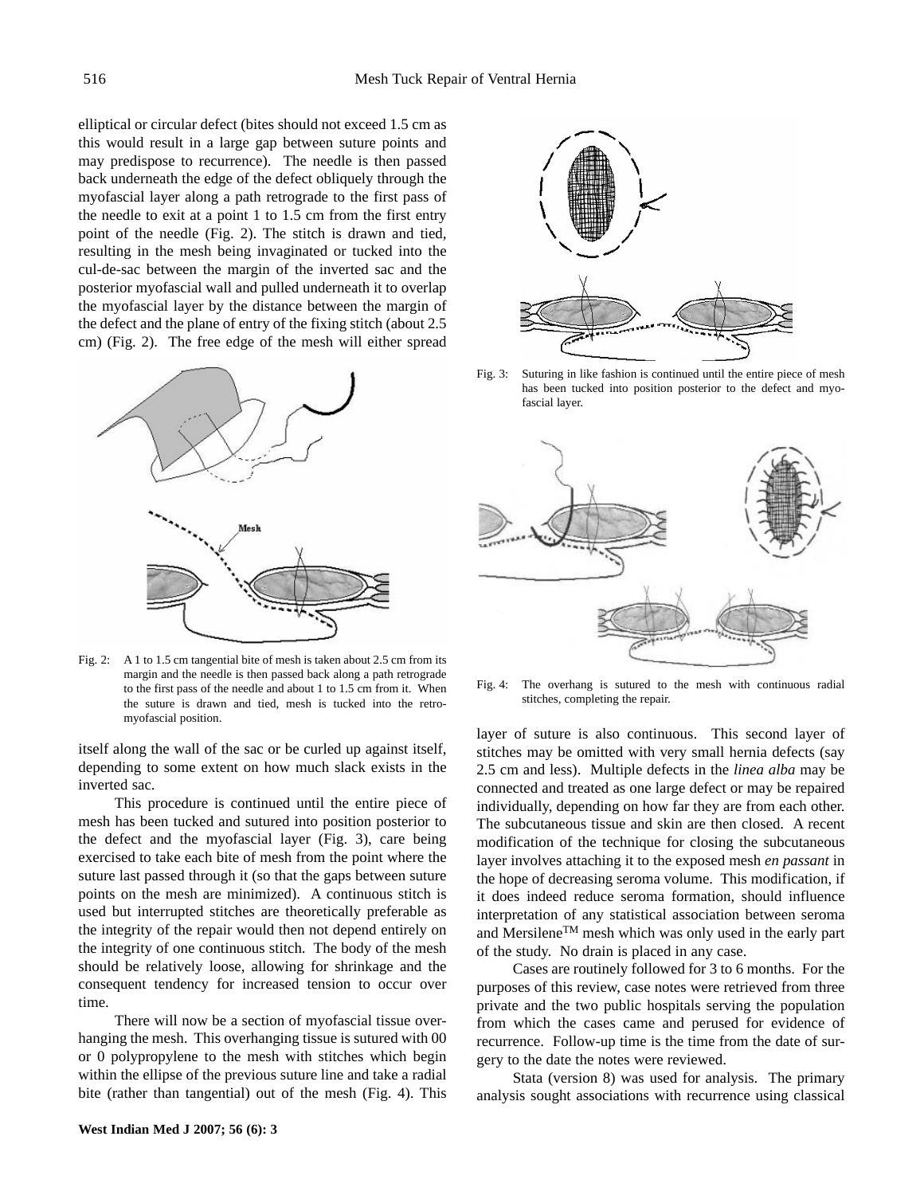elliptical or circular defect (bites should not exceed 1.5 cm as this would result in a large gap between suture points and may predispose to recurrence). The needle is then passed back underneath the edge of the defect obliquely through the myofascial layer along a path retrograde to the first pass of the needle to exit at a point 1 to 1.5 cm from the first entry point of the needle (Fig. 2). The stitch is drawn and tied, resulting in the mesh being invaginated or tucked into the cul-de-sac between the margin of the inverted sac and the posterior myofascial wall and pulled underneath it to overlap the myofascial layer by the distance between the margin of the defect and the plane of entry of the fixing stitch (about 2.5 cm) (Fig. 2). The free edge of the mesh will either spread itself along the wall of the sac or be curled up against itself, depending to some extent on how much slack exists in the inverted sac.

Fig. 2: A 1 to 1.5 cm tangential bite of mesh is taken about 2.5 cm from its margin and the needle is then passed back along a path retrograde to the first pass of the needle and about 1 to 1.5 cm from it. When the suture is drawn and tied, mesh is tucked into the retro-myofascial position.

This procedure is continued until the entire piece of mesh has been tucked and sutured into position posterior to the defect and the myofascial layer (Fig. 3), care being exercised to take each bite of mesh from the point where the suture last passed through it (so that the gaps between suture points on the mesh are minimized). A continuous stitch is used but interrupted stitches are theoretically preferable as the integrity of the repair would then not depend entirely on the integrity of one continuous stitch. The body of the mesh should be relatively loose, allowing for shrinkage and the consequent tendency for increased tension to occur over time.

There will now be a section of myofascial tissue overhanging the mesh. This overhanging tissue is sutured with 00 or 0 polypropylene to the mesh with stitches which begin within the ellipse of the previous suture line and take a radial bite (rather than tangential) out of the mesh (Fig. 4). This layer of suture is also continuous. This second layer of stitches may be omitted with very small hernia defects (say 2.5 cm and less). Multiple defects in the *linea alba* may be connected and treated as one large defect or may be repaired individually, depending on how far they are from each other. The subcutaneous tissue and skin are then closed. A recent modification of the technique for closing the subcutaneous layer involves attaching it to the exposed mesh *en passant* in the hope of decreasing seroma volume. This modification, if it does indeed reduce seroma formation, should influence interpretation of any statistical association between seroma and Mersilene$^{TM}$ mesh which was only used in the early part of the study. No drain is placed in any case.

Fig. 3: Suturing in like fashion is continued until the entire piece of mesh has been tucked into position posterior to the defect and myofascial layer.

Fig. 4: The overhang is sutured to the mesh with continuous radial stitches, completing the repair.

Cases are routinely followed for 3 to 6 months. For the purposes of this review, case notes were retrieved from three private and the two public hospitals serving the population from which the cases came and perused for evidence of recurrence. Follow-up time is the time from the date of surgery to the date the notes were reviewed.

Stata (version 8) was used for analysis. The primary analysis sought associations with recurrence using classical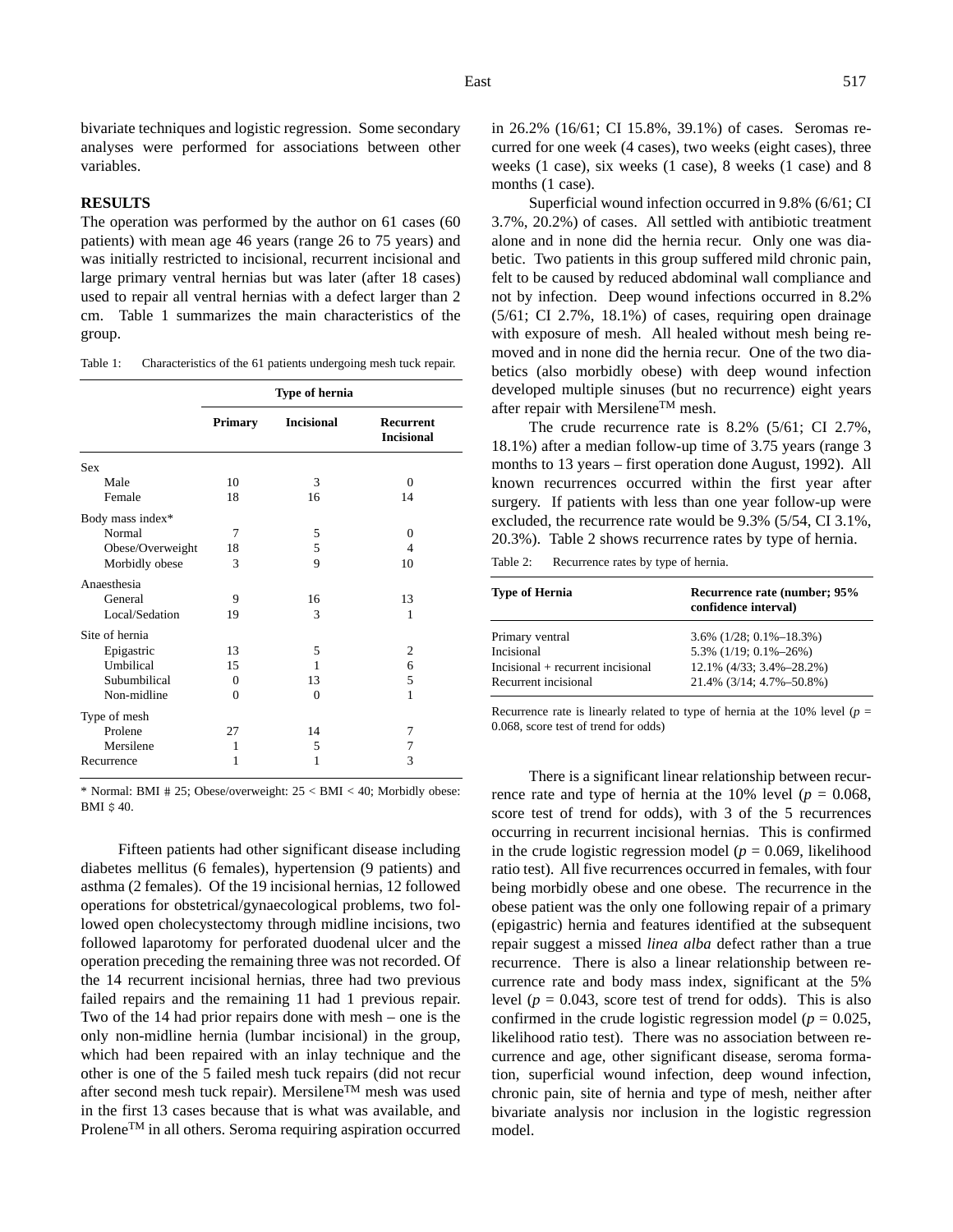bivariate techniques and logistic regression. Some secondary analyses were performed for associations between other variables.

## RESULTS

The operation was performed by the author on 61 cases (60 patients) with mean age 46 years (range 26 to 75 years) and was initially restricted to incisional, recurrent incisional and large primary ventral hernias but was later (after 18 cases) used to repair all ventral hernias with a defect larger than 2 cm. Table 1 summarizes the main characteristics of the group.

Table 1: Characteristics of the 61 patients undergoing mesh tuck repair.

| | Type of hernia | | |
|---|---|---|---|
| | **Primary** | **Incisional** | **Recurrent Incisional** |
| Sex | | | |
| Male | 10 | 3 | 0 |
| Female | 18 | 16 | 14 |
| Body mass index* | | | |
| Normal | 7 | 5 | 0 |
| Obese/Overweight | 18 | 5 | 4 |
| Morbidly obese | 3 | 9 | 10 |
| Anaesthesia | | | |
| General | 9 | 16 | 13 |
| Local/Sedation | 19 | 3 | 1 |
| Site of hernia | | | |
| Epigastric | 13 | 5 | 2 |
| Umbilical | 15 | 1 | 6 |
| Subumbilical | 0 | 13 | 5 |
| Non-midline | 0 | 0 | 1 |
| Type of mesh | | | |
| Prolene | 27 | 14 | 7 |
| Mersilene | 1 | 5 | 7 |
| Recurrence | 1 | 1 | 3 |

\* Normal: BMI ≤ 25; Obese/overweight: 25 < BMI < 40; Morbidly obese: BMI ≥ 40.

Fifteen patients had other significant disease including diabetes mellitus (6 females), hypertension (9 patients) and asthma (2 females). Of the 19 incisional hernias, 12 followed operations for obstetrical/gynaecological problems, two followed open cholecystectomy through midline incisions, two followed laparotomy for perforated duodenal ulcer and the operation preceding the remaining three was not recorded. Of the 14 recurrent incisional hernias, three had two previous failed repairs and the remaining 11 had 1 previous repair. Two of the 14 had prior repairs done with mesh – one is the only non-midline hernia (lumbar incisional) in the group, which had been repaired with an inlay technique and the other is one of the 5 failed mesh tuck repairs (did not recur after second mesh tuck repair). Mersilene™ mesh was used in the first 13 cases because that is what was available, and Prolene™ in all others. Seroma requiring aspiration occurred in 26.2% (16/61; CI 15.8%, 39.1%) of cases. Seromas recurred for one week (4 cases), two weeks (eight cases), three weeks (1 case), six weeks (1 case), 8 weeks (1 case) and 8 months (1 case).

Superficial wound infection occurred in 9.8% (6/61; CI 3.7%, 20.2%) of cases. All settled with antibiotic treatment alone and in none did the hernia recur. Only one was diabetic. Two patients in this group suffered mild chronic pain, felt to be caused by reduced abdominal wall compliance and not by infection. Deep wound infections occurred in 8.2% (5/61; CI 2.7%, 18.1%) of cases, requiring open drainage with exposure of mesh. All healed without mesh being removed and in none did the hernia recur. One of the two diabetics (also morbidly obese) with deep wound infection developed multiple sinuses (but no recurrence) eight years after repair with Mersilene™ mesh.

The crude recurrence rate is 8.2% (5/61; CI 2.7%, 18.1%) after a median follow-up time of 3.75 years (range 3 months to 13 years – first operation done August, 1992). All known recurrences occurred within the first year after surgery. If patients with less than one year follow-up were excluded, the recurrence rate would be 9.3% (5/54, CI 3.1%, 20.3%). Table 2 shows recurrence rates by type of hernia.

Table 2: Recurrence rates by type of hernia.

| Type of Hernia | Recurrence rate (number; 95% confidence interval) |
|---|---|
| Primary ventral | 3.6% (1/28; 0.1%–18.3%) |
| Incisional | 5.3% (1/19; 0.1%–26%) |
| Incisional + recurrent incisional | 12.1% (4/33; 3.4%–28.2%) |
| Recurrent incisional | 21.4% (3/14; 4.7%–50.8%) |

Recurrence rate is linearly related to type of hernia at the 10% level ($p = 0.068$, score test of trend for odds)

There is a significant linear relationship between recurrence rate and type of hernia at the 10% level ($p = 0.068$, score test of trend for odds), with 3 of the 5 recurrences occurring in recurrent incisional hernias. This is confirmed in the crude logistic regression model ($p = 0.069$, likelihood ratio test). All five recurrences occurred in females, with four being morbidly obese and one obese. The recurrence in the obese patient was the only one following repair of a primary (epigastric) hernia and features identified at the subsequent repair suggest a missed *linea alba* defect rather than a true recurrence. There is also a linear relationship between recurrence rate and body mass index, significant at the 5% level ($p = 0.043$, score test of trend for odds). This is also confirmed in the crude logistic regression model ($p = 0.025$, likelihood ratio test). There was no association between recurrence and age, other significant disease, seroma formation, superficial wound infection, deep wound infection, chronic pain, site of hernia and type of mesh, neither after bivariate analysis nor inclusion in the logistic regression model.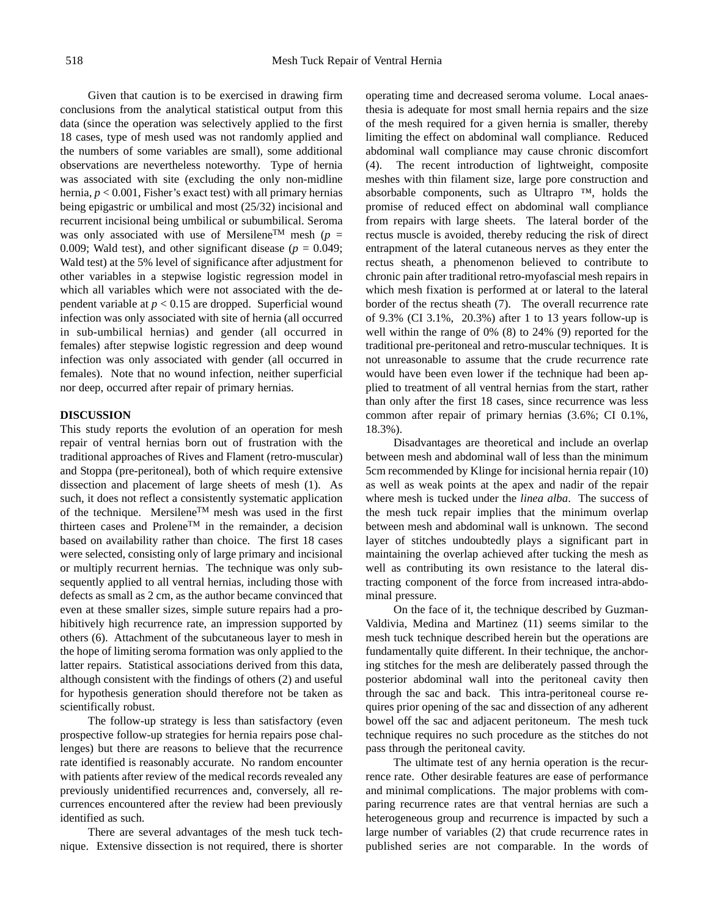Given that caution is to be exercised in drawing firm conclusions from the analytical statistical output from this data (since the operation was selectively applied to the first 18 cases, type of mesh used was not randomly applied and the numbers of some variables are small), some additional observations are nevertheless noteworthy. Type of hernia was associated with site (excluding the only non-midline hernia, $p < 0.001$, Fisher's exact test) with all primary hernias being epigastric or umbilical and most (25/32) incisional and recurrent incisional being umbilical or subumbilical. Seroma was only associated with use of Mersilene™ mesh ($p = 0.009$; Wald test), and other significant disease ($p = 0.049$; Wald test) at the 5% level of significance after adjustment for other variables in a stepwise logistic regression model in which all variables which were not associated with the dependent variable at $p < 0.15$ are dropped. Superficial wound infection was only associated with site of hernia (all occurred in sub-umbilical hernias) and gender (all occurred in females) after stepwise logistic regression and deep wound infection was only associated with gender (all occurred in females). Note that no wound infection, neither superficial nor deep, occurred after repair of primary hernias.

## DISCUSSION

This study reports the evolution of an operation for mesh repair of ventral hernias born out of frustration with the traditional approaches of Rives and Flament (retro-muscular) and Stoppa (pre-peritoneal), both of which require extensive dissection and placement of large sheets of mesh (1). As such, it does not reflect a consistently systematic application of the technique. Mersilene™ mesh was used in the first thirteen cases and Prolene™ in the remainder, a decision based on availability rather than choice. The first 18 cases were selected, consisting only of large primary and incisional or multiply recurrent hernias. The technique was only subsequently applied to all ventral hernias, including those with defects as small as 2 cm, as the author became convinced that even at these smaller sizes, simple suture repairs had a prohibitively high recurrence rate, an impression supported by others (6). Attachment of the subcutaneous layer to mesh in the hope of limiting seroma formation was only applied to the latter repairs. Statistical associations derived from this data, although consistent with the findings of others (2) and useful for hypothesis generation should therefore not be taken as scientifically robust.

The follow-up strategy is less than satisfactory (even prospective follow-up strategies for hernia repairs pose challenges) but there are reasons to believe that the recurrence rate identified is reasonably accurate. No random encounter with patients after review of the medical records revealed any previously unidentified recurrences and, conversely, all recurrences encountered after the review had been previously identified as such.

There are several advantages of the mesh tuck technique. Extensive dissection is not required, there is shorter operating time and decreased seroma volume. Local anaesthesia is adequate for most small hernia repairs and the size of the mesh required for a given hernia is smaller, thereby limiting the effect on abdominal wall compliance. Reduced abdominal wall compliance may cause chronic discomfort (4). The recent introduction of lightweight, composite meshes with thin filament size, large pore construction and absorbable components, such as Ultrapro ™, holds the promise of reduced effect on abdominal wall compliance from repairs with large sheets. The lateral border of the rectus muscle is avoided, thereby reducing the risk of direct entrapment of the lateral cutaneous nerves as they enter the rectus sheath, a phenomenon believed to contribute to chronic pain after traditional retro-myofascial mesh repairs in which mesh fixation is performed at or lateral to the lateral border of the rectus sheath (7). The overall recurrence rate of 9.3% (CI 3.1%, 20.3%) after 1 to 13 years follow-up is well within the range of 0% (8) to 24% (9) reported for the traditional pre-peritoneal and retro-muscular techniques. It is not unreasonable to assume that the crude recurrence rate would have been even lower if the technique had been applied to treatment of all ventral hernias from the start, rather than only after the first 18 cases, since recurrence was less common after repair of primary hernias (3.6%; CI 0.1%, 18.3%).

Disadvantages are theoretical and include an overlap between mesh and abdominal wall of less than the minimum 5cm recommended by Klinge for incisional hernia repair (10) as well as weak points at the apex and nadir of the repair where mesh is tucked under the *linea alba*. The success of the mesh tuck repair implies that the minimum overlap between mesh and abdominal wall is unknown. The second layer of stitches undoubtedly plays a significant part in maintaining the overlap achieved after tucking the mesh as well as contributing its own resistance to the lateral distracting component of the force from increased intra-abdominal pressure.

On the face of it, the technique described by Guzman-Valdivia, Medina and Martinez (11) seems similar to the mesh tuck technique described herein but the operations are fundamentally quite different. In their technique, the anchoring stitches for the mesh are deliberately passed through the posterior abdominal wall into the peritoneal cavity then through the sac and back. This intra-peritoneal course requires prior opening of the sac and dissection of any adherent bowel off the sac and adjacent peritoneum. The mesh tuck technique requires no such procedure as the stitches do not pass through the peritoneal cavity.

The ultimate test of any hernia operation is the recurrence rate. Other desirable features are ease of performance and minimal complications. The major problems with comparing recurrence rates are that ventral hernias are such a heterogeneous group and recurrence is impacted by such a large number of variables (2) that crude recurrence rates in published series are not comparable. In the words of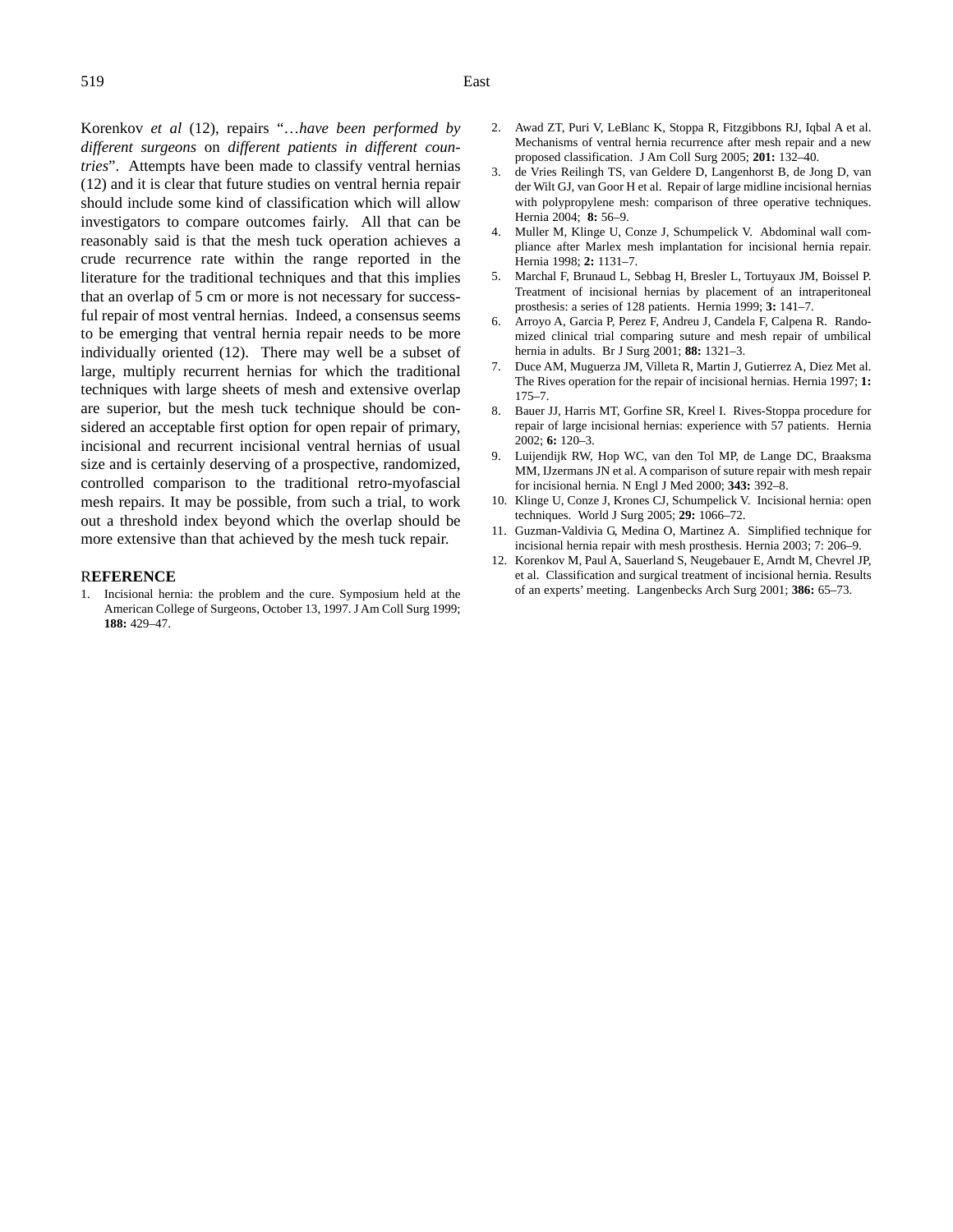Korenkov *et al* (12), repairs "…*have been performed by different surgeons* on *different patients in different countries*". Attempts have been made to classify ventral hernias (12) and it is clear that future studies on ventral hernia repair should include some kind of classification which will allow investigators to compare outcomes fairly. All that can be reasonably said is that the mesh tuck operation achieves a crude recurrence rate within the range reported in the literature for the traditional techniques and that this implies that an overlap of 5 cm or more is not necessary for successful repair of most ventral hernias. Indeed, a consensus seems to be emerging that ventral hernia repair needs to be more individually oriented (12). There may well be a subset of large, multiply recurrent hernias for which the traditional techniques with large sheets of mesh and extensive overlap are superior, but the mesh tuck technique should be considered an acceptable first option for open repair of primary, incisional and recurrent incisional ventral hernias of usual size and is certainly deserving of a prospective, randomized, controlled comparison to the traditional retro-myofascial mesh repairs. It may be possible, from such a trial, to work out a threshold index beyond which the overlap should be more extensive than that achieved by the mesh tuck repair.

## REFERENCE

1. Incisional hernia: the problem and the cure. Symposium held at the American College of Surgeons, October 13, 1997. J Am Coll Surg 1999; **188:** 429–47.
2. Awad ZT, Puri V, LeBlanc K, Stoppa R, Fitzgibbons RJ, Iqbal A et al. Mechanisms of ventral hernia recurrence after mesh repair and a new proposed classification. J Am Coll Surg 2005; **201:** 132–40.
3. de Vries Reilingh TS, van Geldere D, Langenhorst B, de Jong D, van der Wilt GJ, van Goor H et al. Repair of large midline incisional hernias with polypropylene mesh: comparison of three operative techniques. Hernia 2004; **8:** 56–9.
4. Muller M, Klinge U, Conze J, Schumpelick V. Abdominal wall compliance after Marlex mesh implantation for incisional hernia repair. Hernia 1998; **2:** 1131–7.
5. Marchal F, Brunaud L, Sebbag H, Bresler L, Tortuyaux JM, Boissel P. Treatment of incisional hernias by placement of an intraperitoneal prosthesis: a series of 128 patients. Hernia 1999; **3:** 141–7.
6. Arroyo A, Garcia P, Perez F, Andreu J, Candela F, Calpena R. Randomized clinical trial comparing suture and mesh repair of umbilical hernia in adults. Br J Surg 2001; **88:** 1321–3.
7. Duce AM, Muguerza JM, Villeta R, Martin J, Gutierrez A, Diez Met al. The Rives operation for the repair of incisional hernias. Hernia 1997; **1:** 175–7.
8. Bauer JJ, Harris MT, Gorfine SR, Kreel I. Rives-Stoppa procedure for repair of large incisional hernias: experience with 57 patients. Hernia 2002; **6:** 120–3.
9. Luijendijk RW, Hop WC, van den Tol MP, de Lange DC, Braaksma MM, IJzermans JN et al. A comparison of suture repair with mesh repair for incisional hernia. N Engl J Med 2000; **343:** 392–8.
10. Klinge U, Conze J, Krones CJ, Schumpelick V. Incisional hernia: open techniques. World J Surg 2005; **29:** 1066–72.
11. Guzman-Valdivia G, Medina O, Martinez A. Simplified technique for incisional hernia repair with mesh prosthesis. Hernia 2003; 7: 206–9.
12. Korenkov M, Paul A, Sauerland S, Neugebauer E, Arndt M, Chevrel JP, et al. Classification and surgical treatment of incisional hernia. Results of an experts' meeting. Langenbecks Arch Surg 2001; **386:** 65–73.